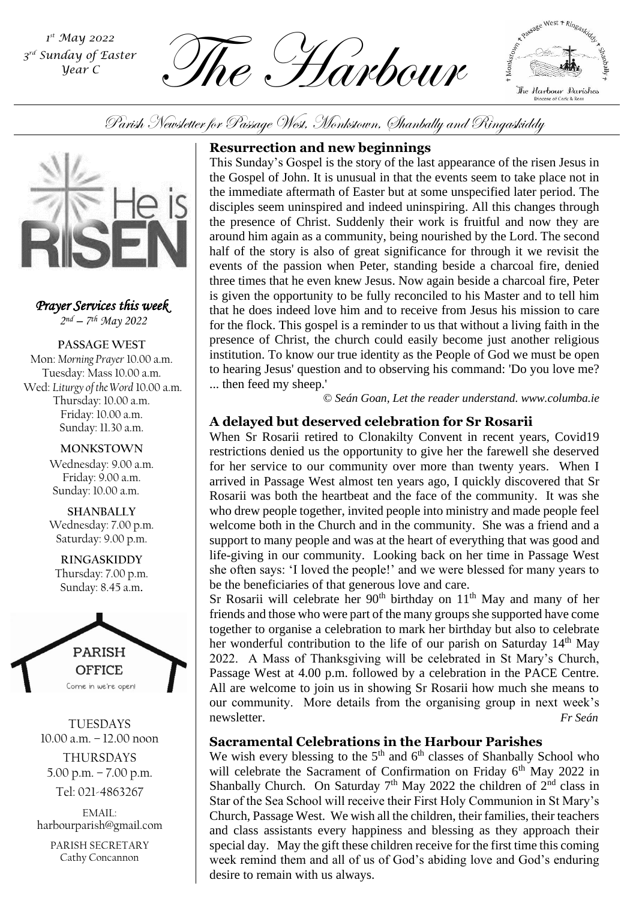*1st May 2022*
*3rd Sunday of Easter*
*Year C*

# The Harbour

*Parish Newsletter for Passage West, Monkstown, Shanbally and Ringaskiddy*

***Prayer Services this week***
*2nd – 7th May 2022*

**PASSAGE WEST**
Mon: *Morning Prayer* 10.00 a.m.
Tuesday: Mass 10.00 a.m.
Wed: *Liturgy of the Word* 10.00 a.m.
Thursday: 10.00 a.m.
Friday: 10.00 a.m.
Sunday: 11.30 a.m.

**MONKSTOWN**
Wednesday: 9.00 a.m.
Friday: 9.00 a.m.
Sunday: 10.00 a.m.

**SHANBALLY**
Wednesday: 7.00 p.m.
Saturday: 9.00 p.m.

**RINGASKIDDY**
Thursday: 7.00 p.m.
Sunday: 8.45 a.m.

**PARISH OFFICE**
Come in we're open!

TUESDAYS
10.00 a.m. – 12.00 noon

THURSDAYS
5.00 p.m. – 7.00 p.m.

Tel: 021-4863267

EMAIL:
harbourparish@gmail.com

PARISH SECRETARY
Cathy Concannon

## Resurrection and new beginnings

This Sunday's Gospel is the story of the last appearance of the risen Jesus in the Gospel of John. It is unusual in that the events seem to take place not in the immediate aftermath of Easter but at some unspecified later period. The disciples seem uninspired and indeed uninspiring. All this changes through the presence of Christ. Suddenly their work is fruitful and now they are around him again as a community, being nourished by the Lord. The second half of the story is also of great significance for through it we revisit the events of the passion when Peter, standing beside a charcoal fire, denied three times that he even knew Jesus. Now again beside a charcoal fire, Peter is given the opportunity to be fully reconciled to his Master and to tell him that he does indeed love him and to receive from Jesus his mission to care for the flock. This gospel is a reminder to us that without a living faith in the presence of Christ, the church could easily become just another religious institution. To know our true identity as the People of God we must be open to hearing Jesus' question and to observing his command: 'Do you love me? ... then feed my sheep.'

*© Seán Goan, Let the reader understand. www.columba.ie*

## A delayed but deserved celebration for Sr Rosarii

When Sr Rosarii retired to Clonakilty Convent in recent years, Covid19 restrictions denied us the opportunity to give her the farewell she deserved for her service to our community over more than twenty years. When I arrived in Passage West almost ten years ago, I quickly discovered that Sr Rosarii was both the heartbeat and the face of the community. It was she who drew people together, invited people into ministry and made people feel welcome both in the Church and in the community. She was a friend and a support to many people and was at the heart of everything that was good and life-giving in our community. Looking back on her time in Passage West she often says: 'I loved the people!' and we were blessed for many years to be the beneficiaries of that generous love and care.

Sr Rosarii will celebrate her 90th birthday on 11th May and many of her friends and those who were part of the many groups she supported have come together to organise a celebration to mark her birthday but also to celebrate her wonderful contribution to the life of our parish on Saturday 14th May 2022. A Mass of Thanksgiving will be celebrated in St Mary's Church, Passage West at 4.00 p.m. followed by a celebration in the PACE Centre. All are welcome to join us in showing Sr Rosarii how much she means to our community. More details from the organising group in next week's newsletter.

*Fr Seán*

## Sacramental Celebrations in the Harbour Parishes

We wish every blessing to the 5th and 6th classes of Shanbally School who will celebrate the Sacrament of Confirmation on Friday 6th May 2022 in Shanbally Church. On Saturday 7th May 2022 the children of 2nd class in Star of the Sea School will receive their First Holy Communion in St Mary's Church, Passage West. We wish all the children, their families, their teachers and class assistants every happiness and blessing as they approach their special day. May the gift these children receive for the first time this coming week remind them and all of us of God's abiding love and God's enduring desire to remain with us always.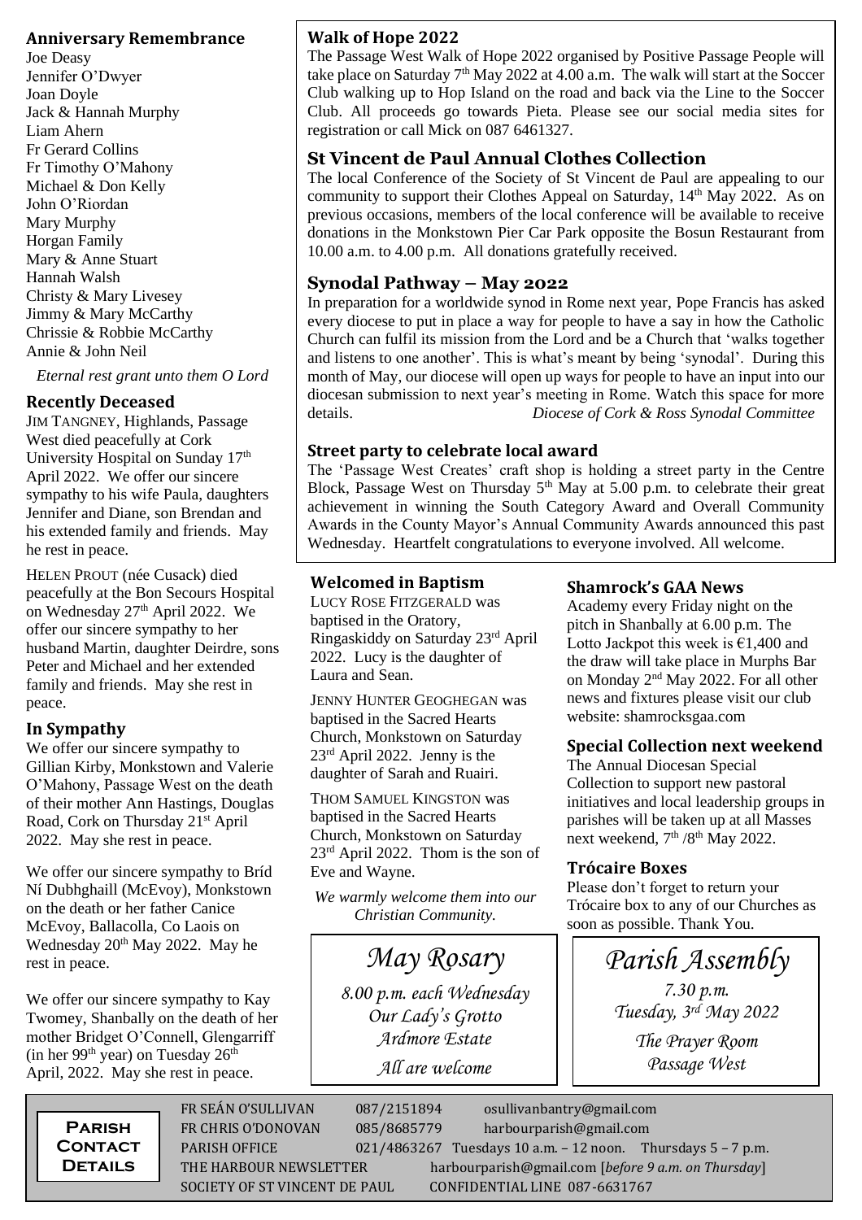## Anniversary Remembrance

Joe Deasy
Jennifer O'Dwyer
Joan Doyle
Jack & Hannah Murphy
Liam Ahern
Fr Gerard Collins
Fr Timothy O'Mahony
Michael & Don Kelly
John O'Riordan
Mary Murphy
Horgan Family
Mary & Anne Stuart
Hannah Walsh
Christy & Mary Livesey
Jimmy & Mary McCarthy
Chrissie & Robbie McCarthy
Annie & John Neil

*Eternal rest grant unto them O Lord*

## Recently Deceased

JIM TANGNEY, Highlands, Passage West died peacefully at Cork University Hospital on Sunday 17th April 2022. We offer our sincere sympathy to his wife Paula, daughters Jennifer and Diane, son Brendan and his extended family and friends. May he rest in peace.

HELEN PROUT (née Cusack) died peacefully at the Bon Secours Hospital on Wednesday 27th April 2022. We offer our sincere sympathy to her husband Martin, daughter Deirdre, sons Peter and Michael and her extended family and friends. May she rest in peace.

## In Sympathy

We offer our sincere sympathy to Gillian Kirby, Monkstown and Valerie O'Mahony, Passage West on the death of their mother Ann Hastings, Douglas Road, Cork on Thursday 21st April 2022. May she rest in peace.

We offer our sincere sympathy to Bríd Ní Dubhghaill (McEvoy), Monkstown on the death or her father Canice McEvoy, Ballacolla, Co Laois on Wednesday 20th May 2022. May he rest in peace.

We offer our sincere sympathy to Kay Twomey, Shanbally on the death of her mother Bridget O'Connell, Glengarriff (in her 99th year) on Tuesday 26th April, 2022. May she rest in peace.

## Walk of Hope 2022

The Passage West Walk of Hope 2022 organised by Positive Passage People will take place on Saturday 7th May 2022 at 4.00 a.m. The walk will start at the Soccer Club walking up to Hop Island on the road and back via the Line to the Soccer Club. All proceeds go towards Pieta. Please see our social media sites for registration or call Mick on 087 6461327.

## St Vincent de Paul Annual Clothes Collection

The local Conference of the Society of St Vincent de Paul are appealing to our community to support their Clothes Appeal on Saturday, 14th May 2022. As on previous occasions, members of the local conference will be available to receive donations in the Monkstown Pier Car Park opposite the Bosun Restaurant from 10.00 a.m. to 4.00 p.m. All donations gratefully received.

## Synodal Pathway – May 2022

In preparation for a worldwide synod in Rome next year, Pope Francis has asked every diocese to put in place a way for people to have a say in how the Catholic Church can fulfil its mission from the Lord and be a Church that 'walks together and listens to one another'. This is what's meant by being 'synodal'. During this month of May, our diocese will open up ways for people to have an input into our diocesan submission to next year's meeting in Rome. Watch this space for more details. *Diocese of Cork & Ross Synodal Committee*

## Street party to celebrate local award

The 'Passage West Creates' craft shop is holding a street party in the Centre Block, Passage West on Thursday 5th May at 5.00 p.m. to celebrate their great achievement in winning the South Category Award and Overall Community Awards in the County Mayor's Annual Community Awards announced this past Wednesday. Heartfelt congratulations to everyone involved. All welcome.

## Welcomed in Baptism

LUCY ROSE FITZGERALD was baptised in the Oratory, Ringaskiddy on Saturday 23rd April 2022. Lucy is the daughter of Laura and Sean.

JENNY HUNTER GEOGHEGAN was baptised in the Sacred Hearts Church, Monkstown on Saturday 23rd April 2022. Jenny is the daughter of Sarah and Ruairi.

THOM SAMUEL KINGSTON was baptised in the Sacred Hearts Church, Monkstown on Saturday 23rd April 2022. Thom is the son of Eve and Wayne.

*We warmly welcome them into our Christian Community.*

## May Rosary

*8.00 p.m. each Wednesday*
*Our Lady's Grotto*
*Ardmore Estate*
*All are welcome*

## Shamrock's GAA News

Academy every Friday night on the pitch in Shanbally at 6.00 p.m. The Lotto Jackpot this week is €1,400 and the draw will take place in Murphs Bar on Monday 2nd May 2022. For all other news and fixtures please visit our club website: shamrocksgaa.com

## Special Collection next weekend

The Annual Diocesan Special Collection to support new pastoral initiatives and local leadership groups in parishes will be taken up at all Masses next weekend, 7th /8th May 2022.

## Trócaire Boxes

Please don't forget to return your Trócaire box to any of our Churches as soon as possible. Thank You.

## Parish Assembly

*7.30 p.m.*
*Tuesday, 3rd May 2022*
*The Prayer Room*
*Passage West*

## Parish Contact Details

| | | |
|---|---|---|
| FR SEÁN O'SULLIVAN | 087/2151894 | osullivanbantry@gmail.com |
| FR CHRIS O'DONOVAN | 085/8685779 | harbourparish@gmail.com |
| PARISH OFFICE | 021/4863267 | Tuesdays 10 a.m. – 12 noon. Thursdays 5 – 7 p.m. |
| THE HARBOUR NEWSLETTER | | harbourparish@gmail.com [*before 9 a.m. on Thursday*] |
| SOCIETY OF ST VINCENT DE PAUL | | CONFIDENTIAL LINE 087-6631767 |